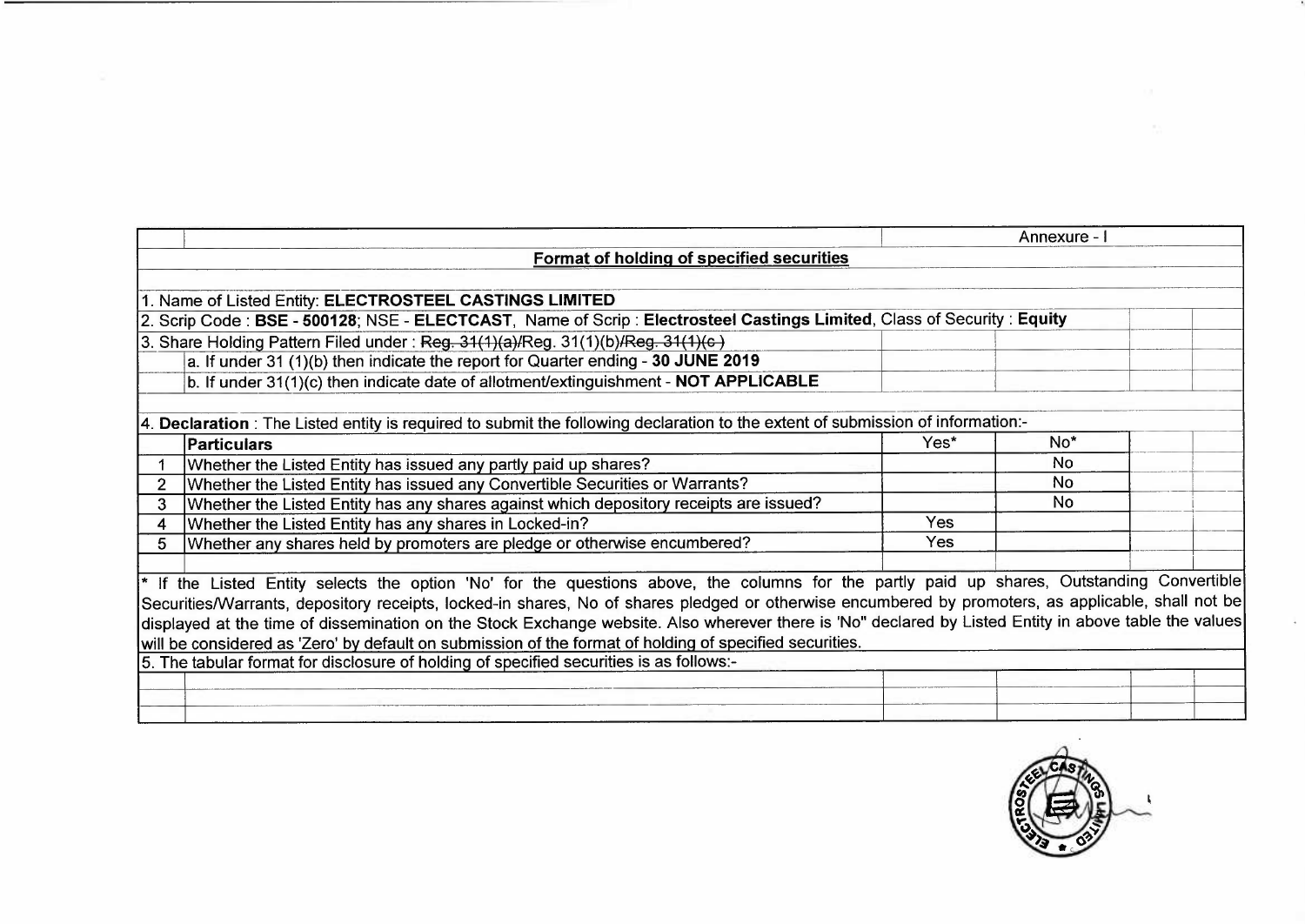Annexure - I

## Format of holding of specified securities

1. Name of Listed Entity: **ELECTROSTEEL CASTINGS LIMITED**

2. Scrip Code : **BSE - 500128**; NSE - **ELECTCAST**, Name of Scrip : **Electrosteel Castings Limited**, Class of Security : **Equity**

3. Share Holding Pattern Filed under : ~~Reg. 31(1)(a)/~~Reg. 31(1)(b)~~/Reg. 31(1)(c )~~

   a. If under 31 (1)(b) then indicate the report for Quarter ending - **30 JUNE 2019**

   b. If under 31(1)(c) then indicate date of allotment/extinguishment - **NOT APPLICABLE**

4. **Declaration** : The Listed entity is required to submit the following declaration to the extent of submission of information:-

| | Particulars | Yes* | No* |
|---|---|---|---|
| 1 | Whether the Listed Entity has issued any partly paid up shares? | | No |
| 2 | Whether the Listed Entity has issued any Convertible Securities or Warrants? | | No |
| 3 | Whether the Listed Entity has any shares against which depository receipts are issued? | | No |
| 4 | Whether the Listed Entity has any shares in Locked-in? | Yes | |
| 5 | Whether any shares held by promoters are pledge or otherwise encumbered? | Yes | |

\* If the Listed Entity selects the option 'No' for the questions above, the columns for the partly paid up shares, Outstanding Convertible Securities/Warrants, depository receipts, locked-in shares, No of shares pledged or otherwise encumbered by promoters, as applicable, shall not be displayed at the time of dissemination on the Stock Exchange website. Also wherever there is 'No" declared by Listed Entity in above table the values will be considered as 'Zero' by default on submission of the format of holding of specified securities.

5. The tabular format for disclosure of holding of specified securities is as follows:-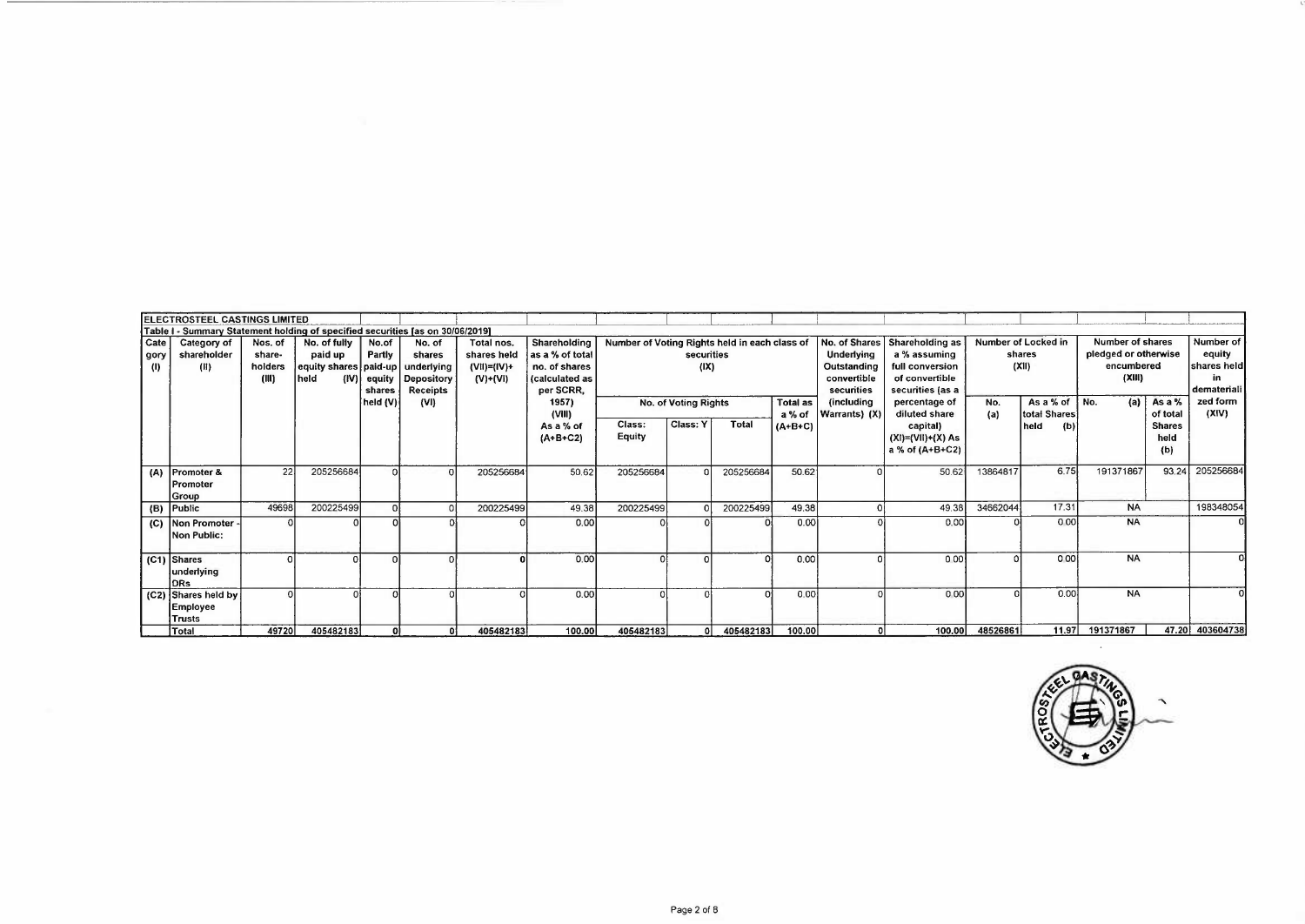ELECTROSTEEL CASTINGS LIMITED

Table I - Summary Statement holding of specified securities [as on 30/06/2019]

| Category (I) | Category of shareholder (II) | Nos. of share-holders (III) | No. of fully paid up equity shares held (IV) | No.of Partly paid-up equity shares held (V) | No. of shares underlying Depository Receipts (VI) | Total nos. shares held (VII)=(IV)+(V)+(VI) | Shareholding as a % of total no. of shares (calculated as per SCRR, 1957) (VIII) As a % of (A+B+C2) | Number of Voting Rights held in each class of securities (IX) | | | | No. of Shares Underlying Outstanding convertible securities (including Warrants) (X) | Shareholding as a % assuming full conversion of convertible securities (as a percentage of diluted share capital) (XI)=(VII)+(X) As a % of (A+B+C2) | Number of Locked in shares (XII) | | Number of shares pledged or otherwise encumbered (XIII) | | Number of equity shares held in dematerialized form (XIV) |
|---|---|---|---|---|---|---|---|---|---|---|---|---|---|---|---|---|---|---|
| | | | | | | | | No. of Voting Rights | | | Total as a % of (A+B+C) | | | No. (a) | As a % of total Shares held (b) | No. (a) | As a % of total Shares held (b) | |
| | | | | | | | | Class: Equity | Class: Y | Total | | | | | | | | |
| (A) | Promoter & Promoter Group | 22 | 205256684 | 0 | 0 | 205256684 | 50.62 | 205256684 | 0 | 205256684 | 50.62 | 0 | 50.62 | 13864817 | 6.75 | 191371867 | 93.24 | 205256684 |
| (B) | Public | 49698 | 200225499 | 0 | 0 | 200225499 | 49.38 | 200225499 | 0 | 200225499 | 49.38 | 0 | 49.38 | 34662044 | 17.31 | NA | | 198348054 |
| (C) | Non Promoter - Non Public: | 0 | 0 | 0 | 0 | 0 | 0.00 | 0 | 0 | 0 | 0.00 | 0 | 0.00 | 0 | 0.00 | NA | | 0 |
| (C1) | Shares underlying DRs | 0 | 0 | 0 | 0 | 0 | 0.00 | 0 | 0 | 0 | 0.00 | 0 | 0.00 | 0 | 0.00 | NA | | 0 |
| (C2) | Shares held by Employee Trusts | 0 | 0 | 0 | 0 | 0 | 0.00 | 0 | 0 | 0 | 0.00 | 0 | 0.00 | 0 | 0.00 | NA | | 0 |
| | Total | 49720 | 405482183 | 0 | 0 | 405482183 | 100.00 | 405482183 | 0 | 405482183 | 100.00 | 0 | 100.00 | 48526861 | 11.97 | 191371867 | 47.20 | 403604738 |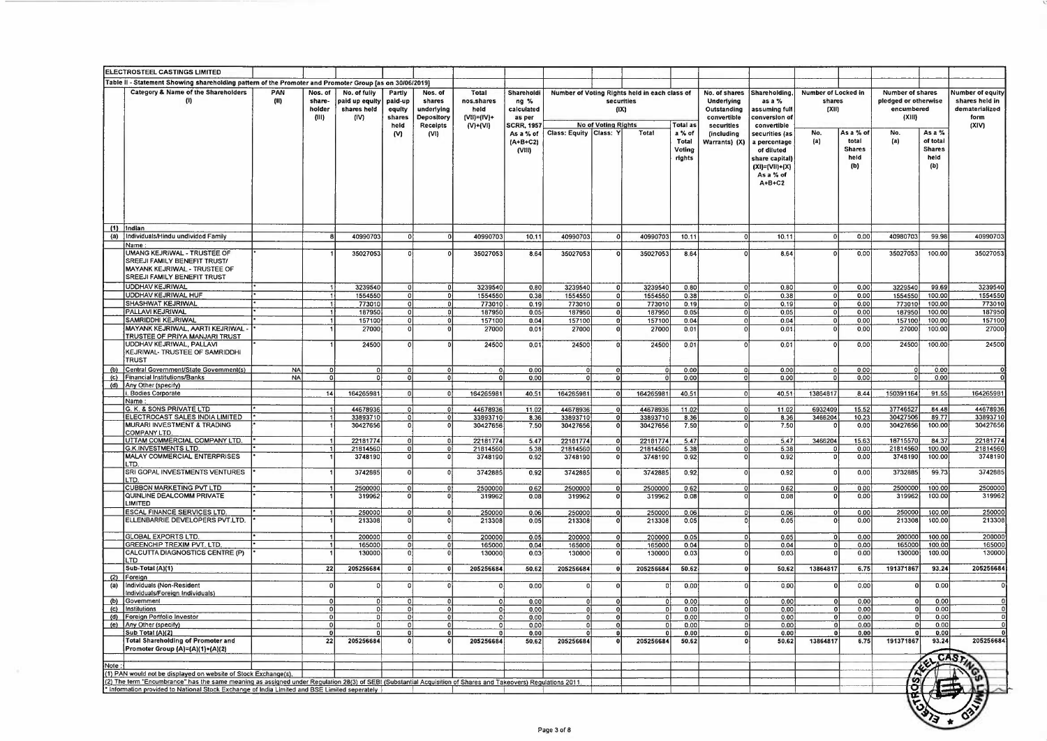**ELECTROSTEEL CASTINGS LIMITED**

**Table II - Statement Showing shareholding pattern of the Promoter and Promoter Group [as on 30/06/2019]**

| | Category & Name of the Shareholders (I) | PAN (II) | Nos. of share-holder (III) | No. of fully paid up equity shares held (IV) | Partly paid-up equity shares held (V) | Nos. of shares underlying Depository Receipts (VI) | Total nos.shares held (VII)=(IV)+(V)+(VI) | Shareholding % calculated as per SCRR, 1957 As a % of (A+B+C2) (VIII) | Number of Voting Rights held in each class of securities (IX) | | | | No. of shares Underlying Outstanding convertible securities (including Warrants) (X) | Shareholding, as a % assuming full conversion of convertible securities (as a percentage of diluted share capital) (XI)=(VII)+(X) As a % of A+B+C2 | Number of Locked in shares (XII) | | Number of shares pledged or otherwise encumbered (XIII) | | Number of equity shares held in dematerialized form (XIV) |
|---|---|---|---|---|---|---|---|---|---|---|---|---|---|---|---|---|---|---|---|
| | | | | | | | | | No of Voting Rights | | | Total as a % of Total Voting rights | | | No. (a) | As a % of total Shares held (b) | No. (a) | As a % of total Shares held (b) | |
| | | | | | | | | | Class: Equity | Class: Y | Total | | | | | | | | |
| (1) | Indian | | | | | | | | | | | | | | | | | | |
| (a) | Individuals/Hindu undivided Family | | 8 | 40990703 | 0 | 0 | 40990703 | 10.11 | 40990703 | 0 | 40990703 | 10.11 | 0 | 10.11 | 0 | 0.00 | 40980703 | 99.98 | 40990703 |
| | Name : | | | | | | | | | | | | | | | | | | |
| | UMANG KEJRIWAL - TRUSTEE OF SREEJI FAMILY BENEFIT TRUST/ MAYANK KEJRIWAL - TRUSTEE OF SREEJI FAMILY BENEFIT TRUST | * | 1 | 35027053 | 0 | 0 | 35027053 | 8.64 | 35027053 | 0 | 35027053 | 8.64 | 0 | 8.64 | 0 | 0.00 | 35027053 | 100.00 | 35027053 |
| | UDDHAV KEJRIWAL | * | 1 | 3239540 | 0 | 0 | 3239540 | 0.80 | 3239540 | 0 | 3239540 | 0.80 | 0 | 0.80 | 0 | 0.00 | 3229540 | 99.69 | 3239540 |
| | UDDHAV KEJRIWAL HUF | * | 1 | 1554550 | 0 | 0 | 1554550 | 0.38 | 1554550 | 0 | 1554550 | 0.38 | 0 | 0.38 | 0 | 0.00 | 1554550 | 100.00 | 1554550 |
| | SHASHWAT KEJRIWAL | * | 1 | 773010 | 0 | 0 | 773010 | 0.19 | 773010 | 0 | 773010 | 0.19 | 0 | 0.19 | 0 | 0.00 | 773010 | 100.00 | 773010 |
| | PALLAVI KEJRIWAL | * | 1 | 187950 | 0 | 0 | 187950 | 0.05 | 187950 | 0 | 187950 | 0.05 | 0 | 0.05 | 0 | 0.00 | 187950 | 100.00 | 187950 |
| | SAMRIDDHI KEJRIWAL | * | 1 | 157100 | 0 | 0 | 157100 | 0.04 | 157100 | 0 | 157100 | 0.04 | 0 | 0.04 | 0 | 0.00 | 157100 | 100.00 | 157100 |
| | MAYANK KEJRIWAL, AARTI KEJRIWAL - TRUSTEE OF PRIYA MANJARI TRUST | * | 1 | 27000 | 0 | 0 | 27000 | 0.01 | 27000 | 0 | 27000 | 0.01 | 0 | 0.01 | 0 | 0.00 | 27000 | 100.00 | 27000 |
| | UDDHAV KEJRIWAL, PALLAVI KEJRIWAL- TRUSTEE OF SAMRIDDHI TRUST | * | 1 | 24500 | 0 | 0 | 24500 | 0.01 | 24500 | 0 | 24500 | 0.01 | 0 | 0.01 | 0 | 0.00 | 24500 | 100.00 | 24500 |
| (b) | Central Government/State Government(s) | NA | 0 | 0 | 0 | 0 | 0 | 0.00 | 0 | 0 | 0 | 0.00 | 0 | 0.00 | 0 | 0.00 | 0 | 0.00 | 0 |
| (c) | Financial Institutions/Banks | NA | 0 | 0 | 0 | 0 | 0 | 0.00 | 0 | 0 | 0 | 0.00 | 0 | 0.00 | 0 | 0.00 | 0 | 0.00 | 0 |
| (d) | Any Other (specify) | | | | | | | | | | | | | | | | | | |
| | i. Bodies Corporate | | 14 | 164265981 | 0 | 0 | 164265981 | 40.51 | 164265981 | 0 | 164265981 | 40.51 | 0 | 40.51 | 13864817 | 8.44 | 150391164 | 91.55 | 164265981 |
| | Name : | | | | | | | | | | | | | | | | | | |
| | G. K. & SONS PRIVATE LTD | * | 1 | 44678936 | 0 | 0 | 44678936 | 11.02 | 44678936 | 0 | 44678936 | 11.02 | 0 | 11.02 | 6932409 | 15.52 | 37746527 | 84.48 | 44678936 |
| | ELECTROCAST SALES INDIA LIMITED | * | 1 | 33893710 | 0 | 0 | 33893710 | 8.36 | 33893710 | 0 | 33893710 | 8.36 | 0 | 8.36 | 3466204 | 10.23 | 30427506 | 89.77 | 33893710 |
| | MURARI INVESTMENT & TRADING COMPANY LTD. | * | 1 | 30427656 | 0 | 0 | 30427656 | 7.50 | 30427656 | 0 | 30427656 | 7.50 | 0 | 7.50 | 0 | 0.00 | 30427656 | 100.00 | 30427656 |
| | UTTAM COMMERCIAL COMPANY LTD. | * | 1 | 22181774 | 0 | 0 | 22181774 | 5.47 | 22181774 | 0 | 22181774 | 5.47 | 0 | 5.47 | 3466204 | 15.63 | 18715570 | 84.37 | 22181774 |
| | G.K.INVESTMENTS LTD. | * | 1 | 21814560 | 0 | 0 | 21814560 | 5.38 | 21814560 | 0 | 21814560 | 5.38 | 0 | 5.38 | 0 | 0.00 | 21814560 | 100.00 | 21814560 |
| | MALAY COMMERCIAL ENTERPRISES LTD. | * | 1 | 3748190 | 0 | 0 | 3748190 | 0.92 | 3748190 | 0 | 3748190 | 0.92 | 0 | 0.92 | 0 | 0.00 | 3748190 | 100.00 | 3748190 |
| | SRI GOPAL INVESTMENTS VENTURES LTD. | * | 1 | 3742885 | 0 | 0 | 3742885 | 0.92 | 3742885 | 0 | 3742885 | 0.92 | 0 | 0.92 | 0 | 0.00 | 3732885 | 99.73 | 3742885 |
| | CUBBON MARKETING PVT LTD | * | 1 | 2500000 | 0 | 0 | 2500000 | 0.62 | 2500000 | 0 | 2500000 | 0.62 | 0 | 0.62 | 0 | 0.00 | 2500000 | 100.00 | 2500000 |
| | QUINLINE DEALCOMM PRIVATE LIMITED | * | 1 | 319962 | 0 | 0 | 319962 | 0.08 | 319962 | 0 | 319962 | 0.08 | 0 | 0.08 | 0 | 0.00 | 319962 | 100.00 | 319962 |
| | ESCAL FINANCE SERVICES LTD. | * | 1 | 250000 | 0 | 0 | 250000 | 0.06 | 250000 | 0 | 250000 | 0.06 | 0 | 0.06 | 0 | 0.00 | 250000 | 100.00 | 250000 |
| | ELLENBARRIE DEVELOPERS PVT.LTD. | * | 1 | 213308 | 0 | 0 | 213308 | 0.05 | 213308 | 0 | 213308 | 0.05 | 0 | 0.05 | 0 | 0.00 | 213308 | 100.00 | 213308 |
| | GLOBAL EXPORTS LTD. | * | 1 | 200000 | 0 | 0 | 200000 | 0.05 | 200000 | 0 | 200000 | 0.05 | 0 | 0.05 | 0 | 0.00 | 200000 | 100.00 | 200000 |
| | GREENCHIP TREXIM PVT. LTD. | * | 1 | 165000 | 0 | 0 | 165000 | 0.04 | 165000 | 0 | 165000 | 0.04 | 0 | 0.04 | 0 | 0.00 | 165000 | 100.00 | 165000 |
| | CALCUTTA DIAGNOSTICS CENTRE (P) LTD | * | 1 | 130000 | 0 | 0 | 130000 | 0.03 | 130000 | 0 | 130000 | 0.03 | 0 | 0.03 | 0 | 0.00 | 130000 | 100.00 | 130000 |
| | Sub-Total (A)(1) | | 22 | 205256684 | 0 | 0 | 205256684 | 50.62 | 205256684 | 0 | 205256684 | 50.62 | 0 | 50.62 | 13864817 | 6.75 | 191371867 | 93.24 | 205256684 |
| (2) | Foreign | | | | | | | | | | | | | | | | | | |
| (a) | Individuals (Non-Resident Individuals/Foreign Individuals) | | 0 | 0 | 0 | 0 | 0 | 0.00 | 0 | 0 | 0 | 0.00 | 0 | 0.00 | 0 | 0.00 | 0 | 0.00 | 0 |
| (b) | Government | | 0 | 0 | 0 | 0 | 0 | 0.00 | 0 | 0 | 0 | 0.00 | 0 | 0.00 | 0 | 0.00 | 0 | 0.00 | 0 |
| (c) | Institutions | | 0 | 0 | 0 | 0 | 0 | 0.00 | 0 | 0 | 0 | 0.00 | 0 | 0.00 | 0 | 0.00 | 0 | 0.00 | 0 |
| (d) | Foreign Portfolio Investor | | 0 | 0 | 0 | 0 | 0 | 0.00 | 0 | 0 | 0 | 0.00 | 0 | 0.00 | 0 | 0.00 | 0 | 0.00 | 0 |
| (e) | Any Other (specify) | | 0 | 0 | 0 | 0 | 0 | 0.00 | 0 | 0 | 0 | 0.00 | 0 | 0.00 | 0 | 0.00 | 0 | 0.00 | 0 |
| | Sub Total (A)(2) | | 0 | 0 | 0 | 0 | 0 | 0.00 | 0 | 0 | 0 | 0.00 | 0 | 0.00 | 0 | 0.00 | 0 | 0.00 | 0 |
| | Total Shareholding of Promoter and Promoter Group (A)=(A)(1)+(A)(2) | | 22 | 205256684 | 0 | 0 | 205256684 | 50.62 | 205256684 | 0 | 205256684 | 50.62 | 0 | 50.62 | 13864817 | 6.75 | 191371867 | 93.24 | 205256684 |

Note :

(1) PAN would not be displayed on website of Stock Exchange(s).

(2) The term "Encumbrance" has the same meaning as assigned under Regulation 28(3) of SEBI (Substantial Acquisition of Shares and Takeovers) Regulations 2011.

* Information provided to National Stock Exchange of India Limited and BSE Limited seperately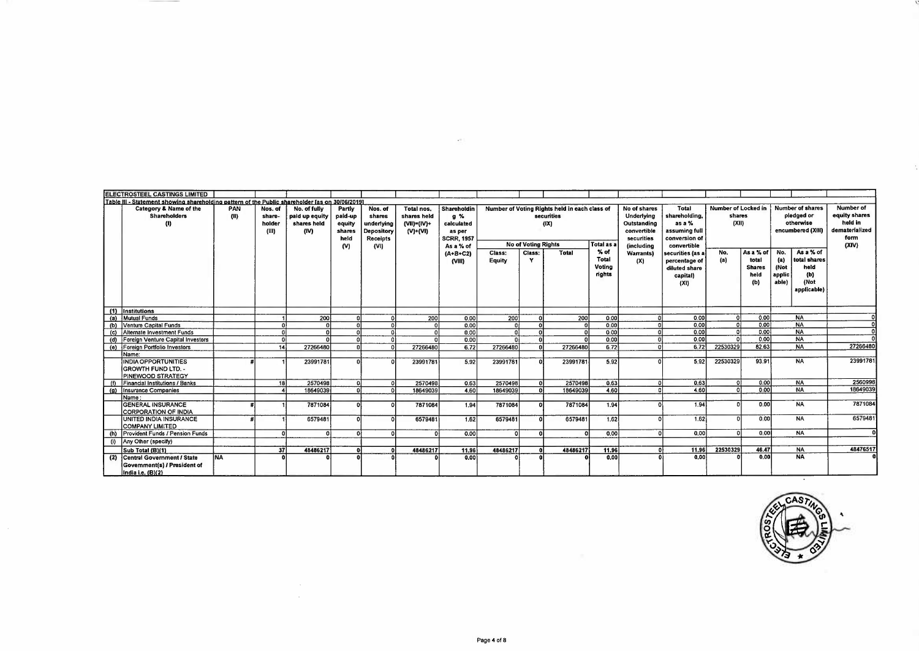**ELECTROSTEEL CASTINGS LIMITED**

**Table III - Statement showing shareholding pattern of the Public shareholder [as on 30/06/2019]**

| | Category & Name of the Shareholders (I) | PAN (II) | Nos. of share-holder (III) | No. of fully paid up equity shares held (IV) | Partly paid-up equity shares held (V) | Nos. of shares underlying Depository Receipts (VI) | Total nos. shares held (VII)=(IV)+(V)+(VI) | Shareholding % calculated as per SCRR, 1957 As a % of (A+B+C2) (VIII) | Number of Voting Rights held in each class of securities (IX) | | | | No of shares Underlying Outstanding convertible securities (including Warrants) (X) | Total shareholding, as a % assuming full conversion of convertible securities (as a percentage of diluted share capital) (XI) | Number of Locked in shares (XII) | | Number of shares pledged or otherwise encumbered (XIII) | | Number of equity shares held in dematerialized form (XIV) |
|---|---|---|---|---|---|---|---|---|---|---|---|---|---|---|---|---|---|---|---|
| | | | | | | | | | No of Voting Rights | | | Total as a % of Total Voting rights | | | No. (a) | As a % of total Shares held (b) | No. (a) (Not applicable) | As a % of total shares held (b) (Not applicable) | |
| | | | | | | | | | Class: Equity | Class: Y | Total | | | | | | | | |
| (1) | Institutions | | | | | | | | | | | | | | | | | | |
| (a) | Mutual Funds | | 1 | 200 | 0 | 0 | 200 | 0.00 | 200 | 0 | 200 | 0.00 | 0 | 0.00 | 0 | 0.00 | | NA | 0 |
| (b) | Venture Capital Funds | | 0 | 0 | 0 | 0 | 0 | 0.00 | 0 | 0 | 0 | 0.00 | 0 | 0.00 | 0 | 0.00 | | NA | 0 |
| (c) | Alternate Investment Funds | | 0 | 0 | 0 | 0 | 0 | 0.00 | 0 | 0 | 0 | 0.00 | 0 | 0.00 | 0 | 0.00 | | NA | 0 |
| (d) | Foreign Venture Capital Investors | | 0 | 0 | 0 | 0 | 0 | 0.00 | 0 | 0 | 0 | 0.00 | 0 | 0.00 | 0 | 0.00 | | NA | 0 |
| (e) | Foreign Portfolio Investors | | 14 | 27266480 | 0 | 0 | 27266480 | 6.72 | 27266480 | 0 | 27266480 | 6.72 | 0 | 6.72 | 22530329 | 82.63 | | NA | 27266480 |
| | Name: | | | | | | | | | | | | | | | | | | |
| | INDIA OPPORTUNITIES GROWTH FUND LTD. - PINEWOOD STRATEGY | # | 1 | 23991781 | 0 | 0 | 23991781 | 5.92 | 23991781 | 0 | 23991781 | 5.92 | 0 | 5.92 | 22530329 | 93.91 | | NA | 23991781 |
| (f) | Financial Institutions / Banks | | 18 | 2570498 | 0 | 0 | 2570498 | 0.63 | 2570498 | 0 | 2570498 | 0.63 | 0 | 0.63 | 0 | 0.00 | | NA | 2560998 |
| (g) | Insurance Companies | | 4 | 18649039 | 0 | 0 | 18649039 | 4.60 | 18649039 | 0 | 18649039 | 4.60 | 0 | 4.60 | 0 | 0.00 | | NA | 18649039 |
| | Name : | | | | | | | | | | | | | | | | | | |
| | GENERAL INSURANCE CORPORATION OF INDIA | # | 1 | 7871084 | 0 | 0 | 7871084 | 1.94 | 7871084 | 0 | 7871084 | 1.94 | 0 | 1.94 | 0 | 0.00 | | NA | 7871084 |
| | UNITED INDIA INSURANCE COMPANY LIMITED | # | 1 | 6579481 | 0 | 0 | 6579481 | 1.62 | 6579481 | 0 | 6579481 | 1.62 | 0 | 1.62 | 0 | 0.00 | | NA | 6579481 |
| (h) | Provident Funds / Pension Funds | | 0 | 0 | 0 | 0 | 0 | 0.00 | 0 | 0 | 0 | 0.00 | 0 | 0.00 | 0 | 0.00 | | NA | 0 |
| (i) | Any Other (specify) | | | | | | | | | | | | | | | | | | |
| | Sub Total (B)(1) | | 37 | 48486217 | 0 | 0 | 48486217 | 11.96 | 48486217 | 0 | 48486217 | 11.96 | 0 | 11.96 | 22530329 | 46.47 | | NA | 48476517 |
| (2) | Central Government / State Government(s) / President of India i.e. (B)(2) | NA | 0 | 0 | 0 | 0 | 0 | 0.00 | 0 | 0 | 0 | 0.00 | 0 | 0.00 | 0 | 0.00 | | NA | 0 |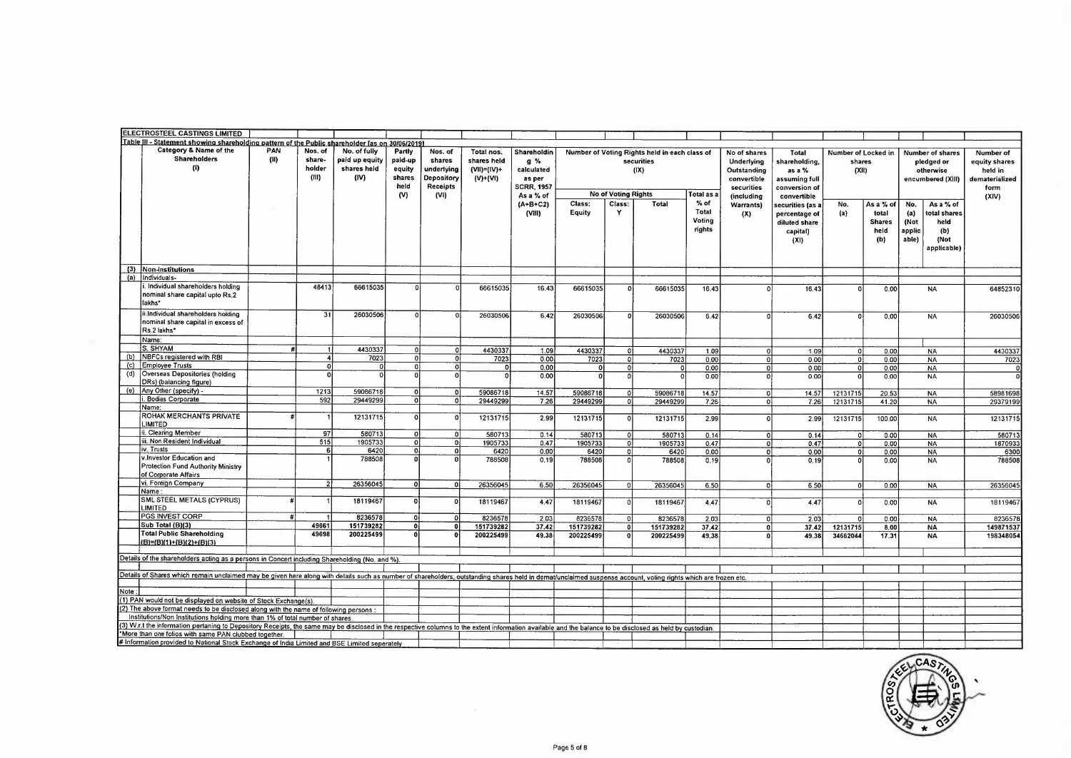**ELECTROSTEEL CASTINGS LIMITED**

**Table III - Statement showing shareholding pattern of the Public shareholder [as on 30/06/2019]**

| | Category & Name of the Shareholders (I) | PAN (II) | Nos. of share-holder (III) | No. of fully paid up equity shares held (IV) | Partly paid-up equity shares held (V) | Nos. of shares underlying Depository Receipts (VI) | Total nos. shares held (VII)=(IV)+(V)+(VI) | Shareholding % calculated as per SCRR, 1957 As a % of (A+B+C2) (VIII) | Number of Voting Rights held in each class of securities (IX) - No of Voting Rights - Class: Equity | Class: Y | Total | Total as a % of Total Voting rights | No of shares Underlying Outstanding convertible securities (including Warrants) (X) | Total shareholding, as a % assuming full conversion of convertible securities (as a percentage of diluted share capital) (XI) | Number of Locked in shares (XII) - No. (a) | As a % of total Shares held (b) | Number of shares pledged or otherwise encumbered (XIII) - No. (a) (Not applicable) | As a % of total shares held (b) (Not applicable) | Number of equity shares held in dematerialized form (XIV) |
|---|---|---|---|---|---|---|---|---|---|---|---|---|---|---|---|---|---|---|---|
| (3) | Non-Institutions | | | | | | | | | | | | | | | | | | |
| (a) | Individuals- | | | | | | | | | | | | | | | | | | |
| | i. Individual shareholders holding nominal share capital upto Rs.2 lakhs* | | 48413 | 66615035 | 0 | 0 | 66615035 | 16.43 | 66615035 | 0 | 66615035 | 16.43 | 0 | 16.43 | 0 | 0.00 | NA | | 64852310 |
| | ii.Individual shareholders holding nominal share capital in excess of Rs.2 lakhs* | | 31 | 26030506 | 0 | 0 | 26030506 | 6.42 | 26030506 | 0 | 26030506 | 6.42 | 0 | 6.42 | 0 | 0.00 | NA | | 26030506 |
| | Name: | | | | | | | | | | | | | | | | | | |
| | S. SHYAM | # | 1 | 4430337 | 0 | 0 | 4430337 | 1.09 | 4430337 | 0 | 4430337 | 1.09 | 0 | 1.09 | 0 | 0.00 | NA | | 4430337 |
| (b) | NBFCs registered with RBI | | 4 | 7023 | 0 | 0 | 7023 | 0.00 | 7023 | 0 | 7023 | 0.00 | 0 | 0.00 | 0 | 0.00 | NA | | 7023 |
| (c) | Employee Trusts | | 0 | 0 | 0 | 0 | 0 | 0.00 | 0 | 0 | 0 | 0.00 | 0 | 0.00 | 0 | 0.00 | NA | | 0 |
| (d) | Overseas Depositories (holding DRs) (balancing figure) | | 0 | 0 | 0 | 0 | 0 | 0.00 | 0 | 0 | 0 | 0.00 | 0 | 0.00 | 0 | 0.00 | NA | | 0 |
| (e) | Any Other (specify) - | | 1213 | 59086718 | 0 | 0 | 59086718 | 14.57 | 59086718 | 0 | 59086718 | 14.57 | 0 | 14.57 | 12131715 | 20.53 | NA | | 58981698 |
| | i. Bodies Corporate | | 592 | 29449299 | 0 | 0 | 29449299 | 7.26 | 29449299 | 0 | 29449299 | 7.26 | 0 | 7.26 | 12131715 | 41.20 | NA | | 29379199 |
| | Name: | | | | | | | | | | | | | | | | | | |
| | ROHAK MERCHANTS PRIVATE LIMITED | # | 1 | 12131715 | 0 | 0 | 12131715 | 2.99 | 12131715 | 0 | 12131715 | 2.99 | 0 | 2.99 | 12131715 | 100.00 | NA | | 12131715 |
| | ii. Clearing Member | | 97 | 580713 | 0 | 0 | 580713 | 0.14 | 580713 | 0 | 580713 | 0.14 | 0 | 0.14 | 0 | 0.00 | NA | | 580713 |
| | iii. Non Resident Individual | | 515 | 1905733 | 0 | 0 | 1905733 | 0.47 | 1905733 | 0 | 1905733 | 0.47 | 0 | 0.47 | 0 | 0.00 | NA | | 1870933 |
| | iv. Trusts | | 6 | 6420 | 0 | 0 | 6420 | 0.00 | 6420 | 0 | 6420 | 0.00 | 0 | 0.00 | 0 | 0.00 | NA | | 6300 |
| | v.Investor Education and Protection Fund Authority Ministry of Corporate Affairs | | 1 | 788508 | 0 | 0 | 788508 | 0.19 | 788508 | 0 | 788508 | 0.19 | 0 | 0.19 | 0 | 0.00 | NA | | 788508 |
| | vi. Foreign Company | | 2 | 26356045 | 0 | 0 | 26356045 | 6.50 | 26356045 | 0 | 26356045 | 6.50 | 0 | 6.50 | 0 | 0.00 | NA | | 26356045 |
| | Name: | | | | | | | | | | | | | | | | | | |
| | SML STEEL METALS (CYPRUS) LIMITED | # | 1 | 18119467 | 0 | 0 | 18119467 | 4.47 | 18119467 | 0 | 18119467 | 4.47 | 0 | 4.47 | 0 | 0.00 | NA | | 18119467 |
| | PGS INVEST CORP | # | 1 | 8236578 | 0 | 0 | 8236578 | 2.03 | 8236578 | 0 | 8236578 | 2.03 | 0 | 2.03 | 0 | 0.00 | NA | | 8236578 |
| | Sub Total (B)(3) | | 49661 | 151739282 | 0 | 0 | 151739282 | 37.42 | 151739282 | 0 | 151739282 | 37.42 | 0 | 37.42 | 12131715 | 8.00 | NA | | 149871537 |
| | Total Public Shareholding (B)=(B)(1)+(B)(2)+(B)(3) | | 49698 | 200225499 | 0 | 0 | 200225499 | 49.38 | 200225499 | 0 | 200225499 | 49.38 | 0 | 49.38 | 34662044 | 17.31 | NA | | 198348054 |

Details of the shareholders acting as a persons in Concert including Shareholding (No. and %).

Details of Shares which remain unclaimed may be given here along with details such as number of shareholders, outstanding shares held in demat/unclaimed suspense account, voting rights which are frozen etc.

Note :

(1) PAN would not be displayed on website of Stock Exchange(s).

(2) The above format needs to be disclosed along with the name of following persons : Institutions/Non Institutions holding more than 1% of total number of shares.

(3) W.r.t the information pertaining to Depository Receipts, the same may be disclosed in the respective columns to the extent information available and the balance to be disclosed as held by custodian.

*More than one folios with same PAN clubbed together.

# Information provided to National Stock Exchange of India Limited and BSE Limited seperately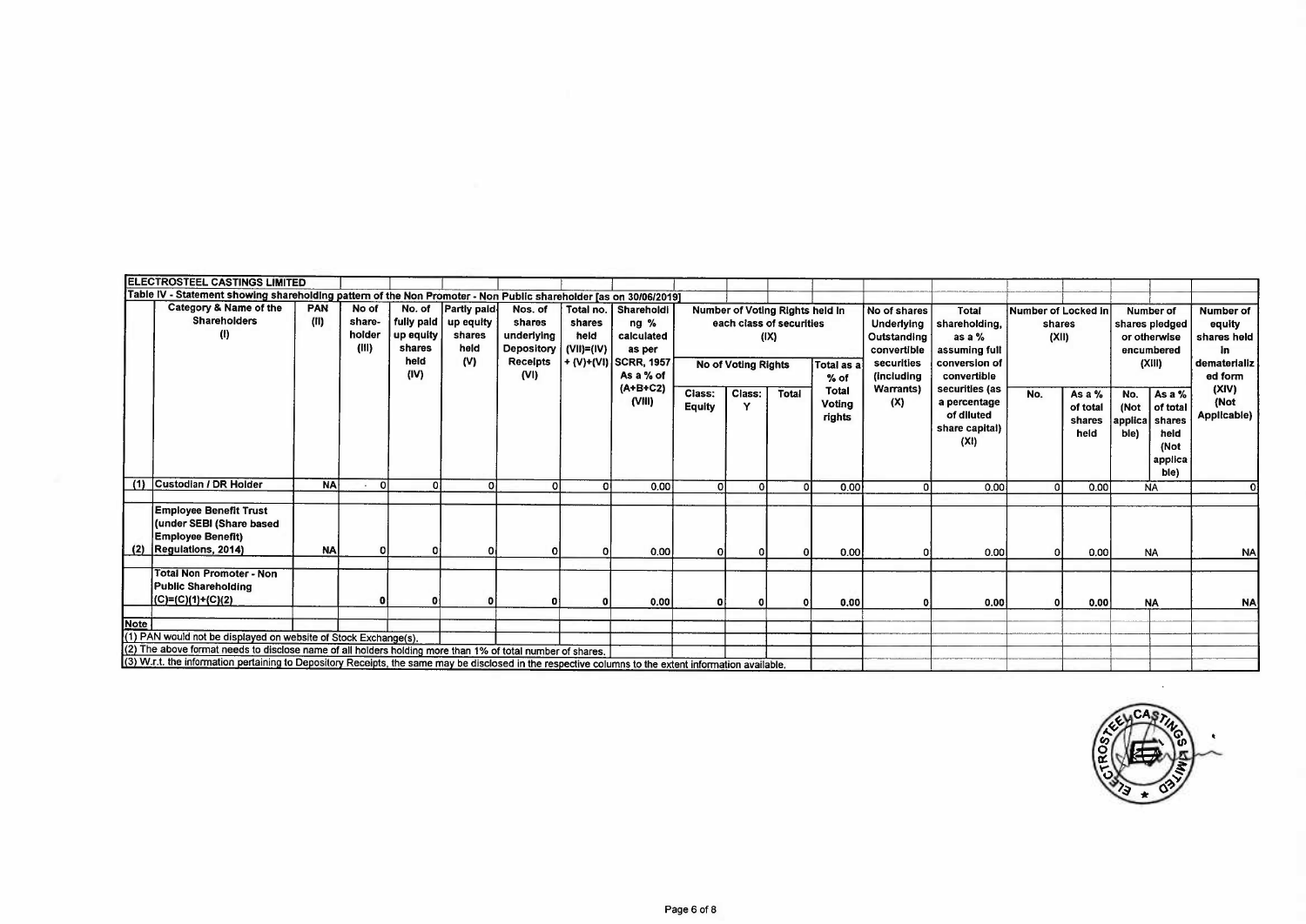**ELECTROSTEEL CASTINGS LIMITED**

**Table IV - Statement showing shareholding pattern of the Non Promoter - Non Public shareholder [as on 30/06/2019]**

| | Category & Name of the Shareholders (I) | PAN (II) | No of share-holder (III) | No. of fully paid up equity shares held (IV) | Partly paid-up equity shares held (V) | Nos. of shares underlying Depository Receipts (VI) | Total no. shares held (VII)=(IV)+(V)+(VI) | Shareholding % calculated as per SCRR, 1957 As a % of (A+B+C2) (VIII) | Number of Voting Rights held in each class of securities (IX) | | | | No of shares Underlying Outstanding convertible securities (including Warrants) (X) | Total shareholding, as a % assuming full conversion of convertible securities (as a percentage of diluted share capital) (XI) | Number of Locked in shares (XII) | | Number of shares pledged or otherwise encumbered (XIII) | | Number of equity shares held in dematerialized form (XIV) (Not Applicable) |
|---|---|---|---|---|---|---|---|---|---|---|---|---|---|---|---|---|---|---|---|
| | | | | | | | | | No of Voting Rights | | | Total as a % of Total Voting rights | | | | | | | |
| | | | | | | | | | Class: Equity | Class: Y | Total | | | | No. | As a % of total shares held | No. (Not applicable) | As a % of total shares held (Not applicable) | |
| (1) | Custodian / DR Holder | NA | 0 | 0 | 0 | 0 | 0 | 0.00 | 0 | 0 | 0 | 0.00 | 0 | 0.00 | 0 | 0.00 | NA | | 0 |
| (2) | Employee Benefit Trust (under SEBI (Share based Employee Benefit) Regulations, 2014) | NA | 0 | 0 | 0 | 0 | 0 | 0.00 | 0 | 0 | 0 | 0.00 | 0 | 0.00 | 0 | 0.00 | NA | | NA |
| | **Total Non Promoter - Non Public Shareholding (C)=(C)(1)+(C)(2)** | | **0** | **0** | **0** | **0** | **0** | **0.00** | **0** | **0** | **0** | **0.00** | **0** | **0.00** | **0** | **0.00** | **NA** | | **NA** |

**Note**

(1) PAN would not be displayed on website of Stock Exchange(s).

(2) The above format needs to disclose name of all holders holding more than 1% of total number of shares.

(3) W.r.t. the information pertaining to Depository Receipts, the same may be disclosed in the respective columns to the extent information available.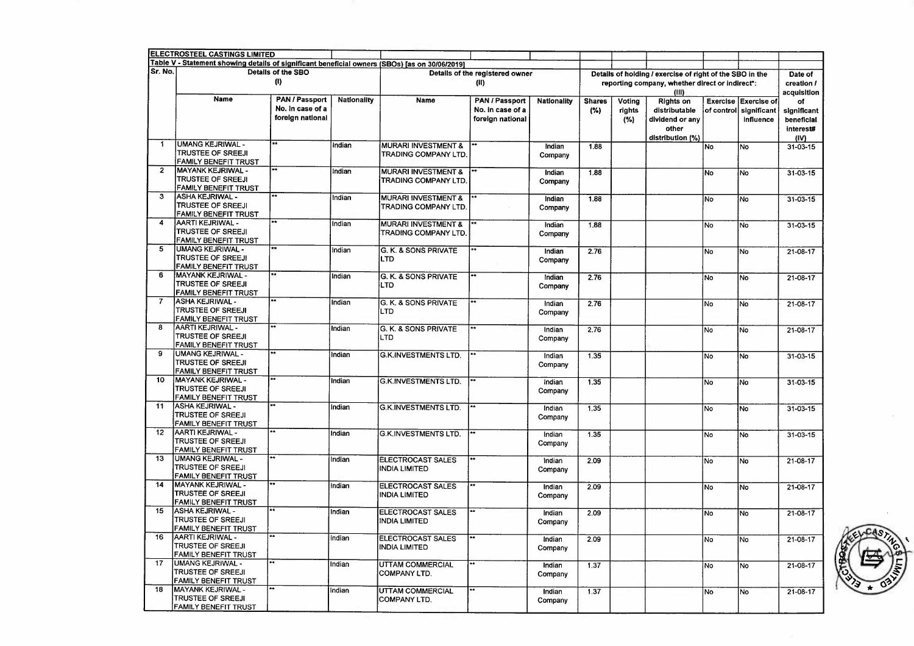**ELECTROSTEEL CASTINGS LIMITED**

**Table V - Statement showing details of significant beneficial owners (SBOs) [as on 30/06/2019]**

| Sr. No. | Details of the SBO (I) | | | Details of the registered owner (II) | | | Details of holding / exercise of right of the SBO in the reporting company, whether direct or indirect*: (III) | | | | | Date of creation / acquisition of significant beneficial interest# (IV) |
|---|---|---|---|---|---|---|---|---|---|---|---|---|
| | Name | PAN / Passport No. in case of a foreign national | Nationality | Name | PAN / Passport No. in case of a foreign national | Nationality | Shares (%) | Voting rights (%) | Rights on distributable dividend or any other distribution (%) | Exercise of control | Exercise of significant influence | |
| 1 | UMANG KEJRIWAL - TRUSTEE OF SREEJI FAMILY BENEFIT TRUST | ** | Indian | MURARI INVESTMENT & TRADING COMPANY LTD. | ** | Indian Company | 1.88 | | | No | No | 31-03-15 |
| 2 | MAYANK KEJRIWAL - TRUSTEE OF SREEJI FAMILY BENEFIT TRUST | ** | Indian | MURARI INVESTMENT & TRADING COMPANY LTD. | ** | Indian Company | 1.88 | | | No | No | 31-03-15 |
| 3 | ASHA KEJRIWAL - TRUSTEE OF SREEJI FAMILY BENEFIT TRUST | ** | Indian | MURARI INVESTMENT & TRADING COMPANY LTD. | ** | Indian Company | 1.88 | | | No | No | 31-03-15 |
| 4 | AARTI KEJRIWAL - TRUSTEE OF SREEJI FAMILY BENEFIT TRUST | ** | Indian | MURARI INVESTMENT & TRADING COMPANY LTD. | ** | Indian Company | 1.88 | | | No | No | 31-03-15 |
| 5 | UMANG KEJRIWAL - TRUSTEE OF SREEJI FAMILY BENEFIT TRUST | ** | Indian | G. K. & SONS PRIVATE LTD | ** | Indian Company | 2.76 | | | No | No | 21-08-17 |
| 6 | MAYANK KEJRIWAL - TRUSTEE OF SREEJI FAMILY BENEFIT TRUST | ** | Indian | G. K. & SONS PRIVATE LTD | ** | Indian Company | 2.76 | | | No | No | 21-08-17 |
| 7 | ASHA KEJRIWAL - TRUSTEE OF SREEJI FAMILY BENEFIT TRUST | ** | Indian | G. K. & SONS PRIVATE LTD | ** | Indian Company | 2.76 | | | No | No | 21-08-17 |
| 8 | AARTI KEJRIWAL - TRUSTEE OF SREEJI FAMILY BENEFIT TRUST | ** | Indian | G. K. & SONS PRIVATE LTD | ** | Indian Company | 2.76 | | | No | No | 21-08-17 |
| 9 | UMANG KEJRIWAL - TRUSTEE OF SREEJI FAMILY BENEFIT TRUST | ** | Indian | G.K.INVESTMENTS LTD. | ** | Indian Company | 1.35 | | | No | No | 31-03-15 |
| 10 | MAYANK KEJRIWAL - TRUSTEE OF SREEJI FAMILY BENEFIT TRUST | ** | Indian | G.K.INVESTMENTS LTD. | ** | Indian Company | 1.35 | | | No | No | 31-03-15 |
| 11 | ASHA KEJRIWAL - TRUSTEE OF SREEJI FAMILY BENEFIT TRUST | ** | Indian | G.K.INVESTMENTS LTD. | ** | Indian Company | 1.35 | | | No | No | 31-03-15 |
| 12 | AARTI KEJRIWAL - TRUSTEE OF SREEJI FAMILY BENEFIT TRUST | ** | Indian | G.K.INVESTMENTS LTD. | ** | Indian Company | 1.35 | | | No | No | 31-03-15 |
| 13 | UMANG KEJRIWAL - TRUSTEE OF SREEJI FAMILY BENEFIT TRUST | ** | Indian | ELECTROCAST SALES INDIA LIMITED | ** | Indian Company | 2.09 | | | No | No | 21-08-17 |
| 14 | MAYANK KEJRIWAL - TRUSTEE OF SREEJI FAMILY BENEFIT TRUST | ** | Indian | ELECTROCAST SALES INDIA LIMITED | ** | Indian Company | 2.09 | | | No | No | 21-08-17 |
| 15 | ASHA KEJRIWAL - TRUSTEE OF SREEJI FAMILY BENEFIT TRUST | ** | Indian | ELECTROCAST SALES INDIA LIMITED | ** | Indian Company | 2.09 | | | No | No | 21-08-17 |
| 16 | AARTI KEJRIWAL - TRUSTEE OF SREEJI FAMILY BENEFIT TRUST | ** | Indian | ELECTROCAST SALES INDIA LIMITED | ** | Indian Company | 2.09 | | | No | No | 21-08-17 |
| 17 | UMANG KEJRIWAL - TRUSTEE OF SREEJI FAMILY BENEFIT TRUST | ** | Indian | UTTAM COMMERCIAL COMPANY LTD. | ** | Indian Company | 1.37 | | | No | No | 21-08-17 |
| 18 | MAYANK KEJRIWAL - TRUSTEE OF SREEJI FAMILY BENEFIT TRUST | ** | Indian | UTTAM COMMERCIAL COMPANY LTD. | ** | Indian Company | 1.37 | | | No | No | 21-08-17 |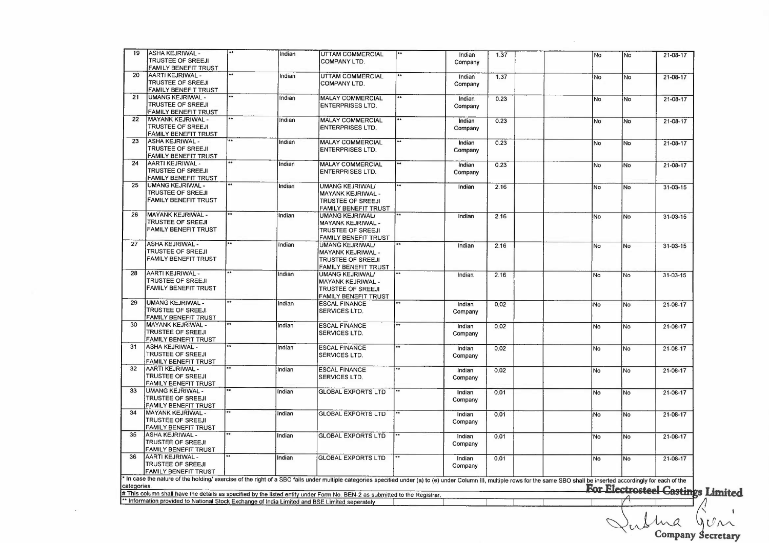| | | | | | | | | | | | | |
|---|---|---|---|---|---|---|---|---|---|---|---|---|
| 19 | ASHA KEJRIWAL - TRUSTEE OF SREEJI FAMILY BENEFIT TRUST | ** | Indian | UTTAM COMMERCIAL COMPANY LTD. | ** | Indian Company | 1.37 | | | No | No | 21-08-17 |
| 20 | AARTI KEJRIWAL - TRUSTEE OF SREEJI FAMILY BENEFIT TRUST | ** | Indian | UTTAM COMMERCIAL COMPANY LTD. | ** | Indian Company | 1.37 | | | No | No | 21-08-17 |
| 21 | UMANG KEJRIWAL - TRUSTEE OF SREEJI FAMILY BENEFIT TRUST | ** | Indian | MALAY COMMERCIAL ENTERPRISES LTD. | ** | Indian Company | 0.23 | | | No | No | 21-08-17 |
| 22 | MAYANK KEJRIWAL - TRUSTEE OF SREEJI FAMILY BENEFIT TRUST | ** | Indian | MALAY COMMERCIAL ENTERPRISES LTD. | ** | Indian Company | 0.23 | | | No | No | 21-08-17 |
| 23 | ASHA KEJRIWAL - TRUSTEE OF SREEJI FAMILY BENEFIT TRUST | ** | Indian | MALAY COMMERCIAL ENTERPRISES LTD. | ** | Indian Company | 0.23 | | | No | No | 21-08-17 |
| 24 | AARTI KEJRIWAL - TRUSTEE OF SREEJI FAMILY BENEFIT TRUST | ** | Indian | MALAY COMMERCIAL ENTERPRISES LTD. | ** | Indian Company | 0.23 | | | No | No | 21-08-17 |
| 25 | UMANG KEJRIWAL - TRUSTEE OF SREEJI FAMILY BENEFIT TRUST | ** | Indian | UMANG KEJRIWAL/ MAYANK KEJRIWAL - TRUSTEE OF SREEJI FAMILY BENEFIT TRUST | ** | Indian | 2.16 | | | No | No | 31-03-15 |
| 26 | MAYANK KEJRIWAL - TRUSTEE OF SREEJI FAMILY BENEFIT TRUST | ** | Indian | UMANG KEJRIWAL/ MAYANK KEJRIWAL - TRUSTEE OF SREEJI FAMILY BENEFIT TRUST | ** | Indian | 2.16 | | | No | No | 31-03-15 |
| 27 | ASHA KEJRIWAL - TRUSTEE OF SREEJI FAMILY BENEFIT TRUST | ** | Indian | UMANG KEJRIWAL/ MAYANK KEJRIWAL - TRUSTEE OF SREEJI FAMILY BENEFIT TRUST | ** | Indian | 2.16 | | | No | No | 31-03-15 |
| 28 | AARTI KEJRIWAL - TRUSTEE OF SREEJI FAMILY BENEFIT TRUST | ** | Indian | UMANG KEJRIWAL/ MAYANK KEJRIWAL - TRUSTEE OF SREEJI FAMILY BENEFIT TRUST | ** | Indian | 2.16 | | | No | No | 31-03-15 |
| 29 | UMANG KEJRIWAL - TRUSTEE OF SREEJI FAMILY BENEFIT TRUST | ** | Indian | ESCAL FINANCE SERVICES LTD. | ** | Indian Company | 0.02 | | | No | No | 21-08-17 |
| 30 | MAYANK KEJRIWAL - TRUSTEE OF SREEJI FAMILY BENEFIT TRUST | ** | Indian | ESCAL FINANCE SERVICES LTD. | ** | Indian Company | 0.02 | | | No | No | 21-08-17 |
| 31 | ASHA KEJRIWAL - TRUSTEE OF SREEJI FAMILY BENEFIT TRUST | ** | Indian | ESCAL FINANCE SERVICES LTD. | ** | Indian Company | 0.02 | | | No | No | 21-08-17 |
| 32 | AARTI KEJRIWAL - TRUSTEE OF SREEJI FAMILY BENEFIT TRUST | ** | Indian | ESCAL FINANCE SERVICES LTD. | ** | Indian Company | 0.02 | | | No | No | 21-08-17 |
| 33 | UMANG KEJRIWAL - TRUSTEE OF SREEJI FAMILY BENEFIT TRUST | ** | Indian | GLOBAL EXPORTS LTD | ** | Indian Company | 0.01 | | | No | No | 21-08-17 |
| 34 | MAYANK KEJRIWAL - TRUSTEE OF SREEJI FAMILY BENEFIT TRUST | ** | Indian | GLOBAL EXPORTS LTD | ** | Indian Company | 0.01 | | | No | No | 21-08-17 |
| 35 | ASHA KEJRIWAL - TRUSTEE OF SREEJI FAMILY BENEFIT TRUST | ** | Indian | GLOBAL EXPORTS LTD | ** | Indian Company | 0.01 | | | No | No | 21-08-17 |
| 36 | AARTI KEJRIWAL - TRUSTEE OF SREEJI FAMILY BENEFIT TRUST | ** | Indian | GLOBAL EXPORTS LTD | ** | Indian Company | 0.01 | | | No | No | 21-08-17 |

* In case the nature of the holding/ exercise of the right of a SBO falls under multiple categories specified under (a) to (e) under Column III, multiple rows for the same SBO shall be inserted accordingly for each of the categories.

# This column shall have the details as specified by the listed entity under Form No. BEN-2 as submitted to the Registrar.

** Information provided to National Stock Exchange of India Limited and BSE Limited seperately

For Electrosteel Castings Limited

Subhra Giri

Company Secretary